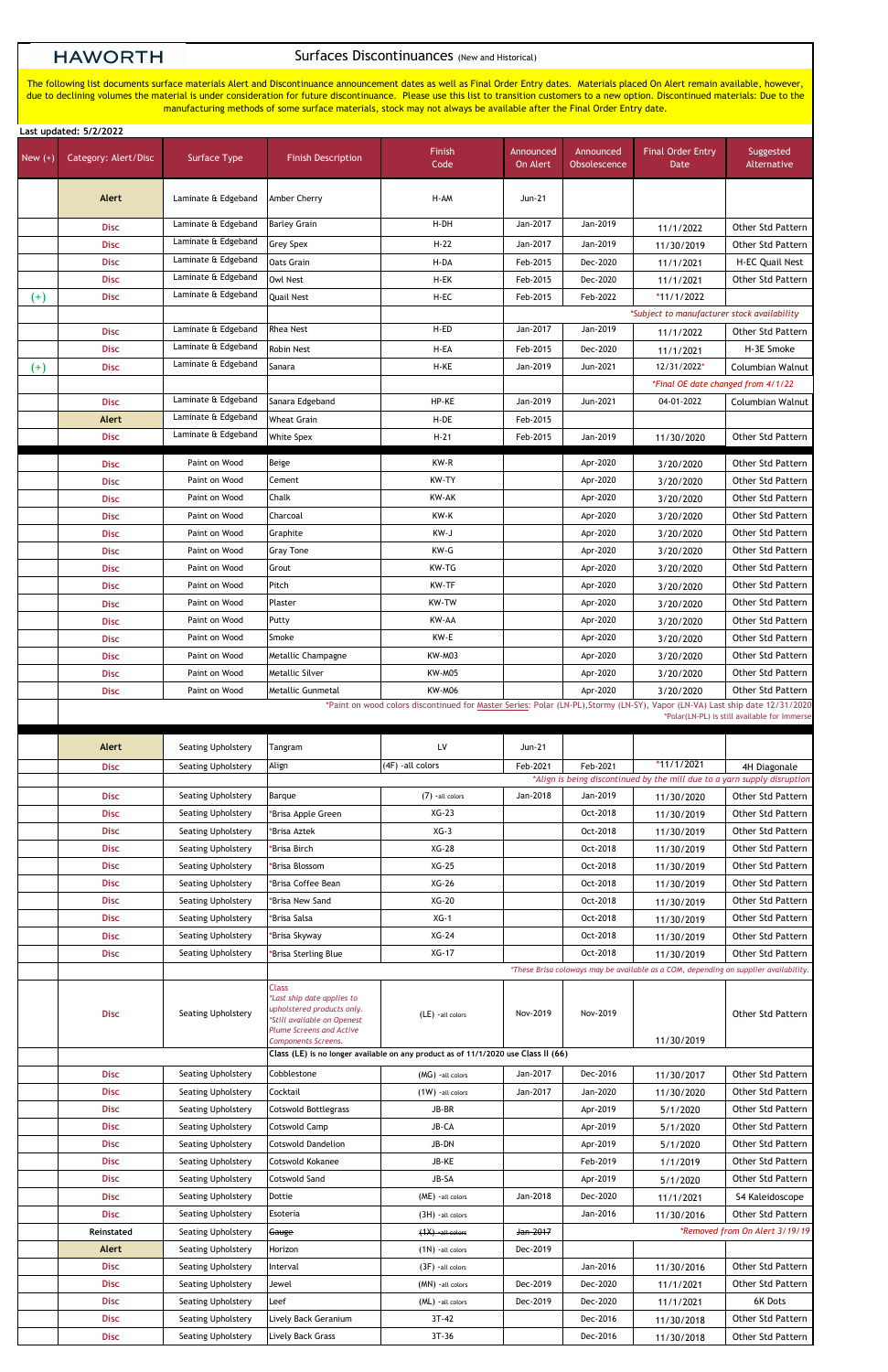# HAWORTH

## Surfaces Discontinuances (New and Historical)

The following list documents surface materials Alert and Discontinuance announcement dates as well as Final Order Entry dates. Materials placed On Alert remain available, however, due to declining volumes the material is under consideration for future discontinuance. Please use this list to transition customers to a new option. Discontinued materials: Due to the manufacturing methods of some surface materials, stock may not always be available after the Final Order Entry date.

**Last updated: 5/2/2022**

| New (+) | Category: Alert/Disc | Surface Type | Finish Description | Finish Code | Announced On Alert | Announced Obsolescence | Final Order Entry Date | Suggested Alternative |
|---|---|---|---|---|---|---|---|---|
| | Alert | Laminate & Edgeband | Amber Cherry | H-AM | Jun-21 | | | |
| | Disc | Laminate & Edgeband | Barley Grain | H-DH | Jan-2017 | Jan-2019 | 11/1/2022 | Other Std Pattern |
| | Disc | Laminate & Edgeband | Grey Spex | H-22 | Jan-2017 | Jan-2019 | 11/30/2019 | Other Std Pattern |
| | Disc | Laminate & Edgeband | Oats Grain | H-DA | Feb-2015 | Dec-2020 | 11/1/2021 | H-EC Quail Nest |
| | Disc | Laminate & Edgeband | Owl Nest | H-EK | Feb-2015 | Dec-2020 | 11/1/2021 | Other Std Pattern |
| (+) | Disc | Laminate & Edgeband | Quail Nest | H-EC | Feb-2015 | Feb-2022 | *11/1/2022 | |
| | | | | | *Subject to manufacturer stock availability | | | |
| | Disc | Laminate & Edgeband | Rhea Nest | H-ED | Jan-2017 | Jan-2019 | 11/1/2022 | Other Std Pattern |
| | Disc | Laminate & Edgeband | Robin Nest | H-EA | Feb-2015 | Dec-2020 | 11/1/2021 | H-3E Smoke |
| (+) | Disc | Laminate & Edgeband | Sanara | H-KE | Jan-2019 | Jun-2021 | 12/31/2022* | Columbian Walnut |
| | | | | | *Final OE date changed from 4/1/22 | | | |
| | Disc | Laminate & Edgeband | Sanara Edgeband | HP-KE | Jan-2019 | Jun-2021 | 04-01-2022 | Columbian Walnut |
| | Alert | Laminate & Edgeband | Wheat Grain | H-DE | Feb-2015 | | | |
| | Disc | Laminate & Edgeband | White Spex | H-21 | Feb-2015 | Jan-2019 | 11/30/2020 | Other Std Pattern |
| | Disc | Paint on Wood | Beige | KW-R | | Apr-2020 | 3/20/2020 | Other Std Pattern |
| | Disc | Paint on Wood | Cement | KW-TY | | Apr-2020 | 3/20/2020 | Other Std Pattern |
| | Disc | Paint on Wood | Chalk | KW-AK | | Apr-2020 | 3/20/2020 | Other Std Pattern |
| | Disc | Paint on Wood | Charcoal | KW-K | | Apr-2020 | 3/20/2020 | Other Std Pattern |
| | Disc | Paint on Wood | Graphite | KW-J | | Apr-2020 | 3/20/2020 | Other Std Pattern |
| | Disc | Paint on Wood | Gray Tone | KW-G | | Apr-2020 | 3/20/2020 | Other Std Pattern |
| | Disc | Paint on Wood | Grout | KW-TG | | Apr-2020 | 3/20/2020 | Other Std Pattern |
| | Disc | Paint on Wood | Pitch | KW-TF | | Apr-2020 | 3/20/2020 | Other Std Pattern |
| | Disc | Paint on Wood | Plaster | KW-TW | | Apr-2020 | 3/20/2020 | Other Std Pattern |
| | Disc | Paint on Wood | Putty | KW-AA | | Apr-2020 | 3/20/2020 | Other Std Pattern |
| | Disc | Paint on Wood | Smoke | KW-E | | Apr-2020 | 3/20/2020 | Other Std Pattern |
| | Disc | Paint on Wood | Metallic Champagne | KW-M03 | | Apr-2020 | 3/20/2020 | Other Std Pattern |
| | Disc | Paint on Wood | Metallic Silver | KW-M05 | | Apr-2020 | 3/20/2020 | Other Std Pattern |
| | Disc | Paint on Wood | Metallic Gunmetal | KW-M06 | | Apr-2020 | 3/20/2020 | Other Std Pattern |
| | *Paint on wood colors discontinued for Master Series: Polar (LN-PL),Stormy (LN-SY), Vapor (LN-VA) Last ship date 12/31/2020 *Polar(LN-PL) is still available for Immerse | | | | | | | |
| | Alert | Seating Upholstery | Tangram | LV | Jun-21 | | | |
| | Disc | Seating Upholstery | Align | (4F) -all colors | Feb-2021 | Feb-2021 | *11/1/2021 | 4H Diagonale |
| | | | | | *Align is being discontinued by the mill due to a yarn supply disruption | | | |
| | Disc | Seating Upholstery | Barque | (7) -all colors | Jan-2018 | Jan-2019 | 11/30/2020 | Other Std Pattern |
| | Disc | Seating Upholstery | *Brisa Apple Green | XG-23 | | Oct-2018 | 11/30/2019 | Other Std Pattern |
| | Disc | Seating Upholstery | *Brisa Aztek | XG-3 | | Oct-2018 | 11/30/2019 | Other Std Pattern |
| | Disc | Seating Upholstery | *Brisa Birch | XG-28 | | Oct-2018 | 11/30/2019 | Other Std Pattern |
| | Disc | Seating Upholstery | *Brisa Blossom | XG-25 | | Oct-2018 | 11/30/2019 | Other Std Pattern |
| | Disc | Seating Upholstery | *Brisa Coffee Bean | XG-26 | | Oct-2018 | 11/30/2019 | Other Std Pattern |
| | Disc | Seating Upholstery | *Brisa New Sand | XG-20 | | Oct-2018 | 11/30/2019 | Other Std Pattern |
| | Disc | Seating Upholstery | *Brisa Salsa | XG-1 | | Oct-2018 | 11/30/2019 | Other Std Pattern |
| | Disc | Seating Upholstery | *Brisa Skyway | XG-24 | | Oct-2018 | 11/30/2019 | Other Std Pattern |
| | Disc | Seating Upholstery | *Brisa Sterling Blue | XG-17 | | Oct-2018 | 11/30/2019 | Other Std Pattern |
| | | | *These Brisa colorways may be available as a COM, depending on supplier availability. | | | | | |
| | Disc | Seating Upholstery | Class *Last ship date applies to upholstered products only. *Still available on Openest Plume Screens and Active Components Screens. | (LE) -all colors | Nov-2019 | Nov-2019 | 11/30/2019 | Other Std Pattern |
| | | | Class (LE) is no longer available on any product as of 11/1/2020 use Class II (66) | | | | | |
| | Disc | Seating Upholstery | Cobblestone | (MG) -all colors | Jan-2017 | Dec-2016 | 11/30/2017 | Other Std Pattern |
| | Disc | Seating Upholstery | Cocktail | (1W) -all colors | Jan-2017 | Jan-2020 | 11/30/2020 | Other Std Pattern |
| | Disc | Seating Upholstery | Cotswold Bottlegrass | JB-BR | | Apr-2019 | 5/1/2020 | Other Std Pattern |
| | Disc | Seating Upholstery | Cotswold Camp | JB-CA | | Apr-2019 | 5/1/2020 | Other Std Pattern |
| | Disc | Seating Upholstery | Cotswold Dandelion | JB-DN | | Apr-2019 | 5/1/2020 | Other Std Pattern |
| | Disc | Seating Upholstery | Cotswold Kokanee | JB-KE | | Feb-2019 | 1/1/2019 | Other Std Pattern |
| | Disc | Seating Upholstery | Cotswold Sand | JB-SA | | Apr-2019 | 5/1/2020 | Other Std Pattern |
| | Disc | Seating Upholstery | Dottie | (ME) -all colors | Jan-2018 | Dec-2020 | 11/1/2021 | 54 Kaleidoscope |
| | Disc | Seating Upholstery | Esoteria | (3H) -all colors | | Jan-2016 | 11/30/2016 | Other Std Pattern |
| | Reinstated | Seating Upholstery | ~~Gauge~~ | ~~(1X) -all colors~~ | ~~Jan-2017~~ | *Removed from On Alert 3/19/19 | | |
| | Alert | Seating Upholstery | Horizon | (1N) -all colors | Dec-2019 | | | |
| | Disc | Seating Upholstery | Interval | (3F) -all colors | | Jan-2016 | 11/30/2016 | Other Std Pattern |
| | Disc | Seating Upholstery | Jewel | (MN) -all colors | Dec-2019 | Dec-2020 | 11/1/2021 | Other Std Pattern |
| | Disc | Seating Upholstery | Leef | (ML) -all colors | Dec-2019 | Dec-2020 | 11/1/2021 | 6K Dots |
| | Disc | Seating Upholstery | Lively Back Geranium | 3T-42 | | Dec-2016 | 11/30/2018 | Other Std Pattern |
| | Disc | Seating Upholstery | Lively Back Grass | 3T-36 | | Dec-2016 | 11/30/2018 | Other Std Pattern |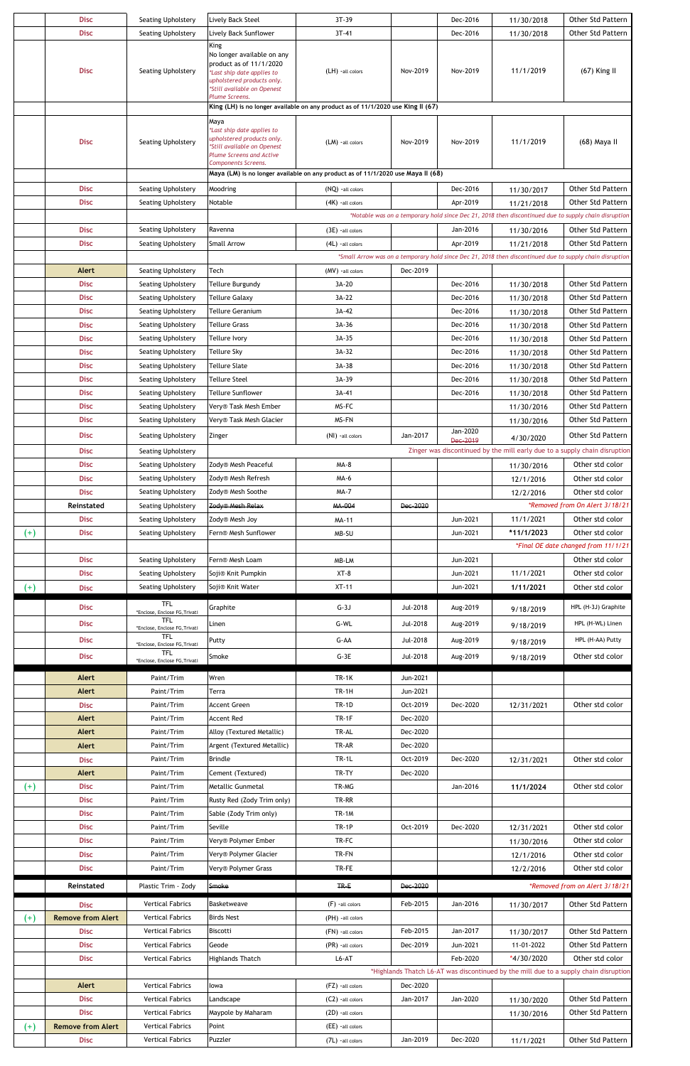| | | | | | | | | |
|---|---|---|---|---|---|---|---|---|
| | Disc | Seating Upholstery | Lively Back Steel | 3T-39 | | Dec-2016 | 11/30/2018 | Other Std Pattern |
| | Disc | Seating Upholstery | Lively Back Sunflower | 3T-41 | | Dec-2016 | 11/30/2018 | Other Std Pattern |
| | Disc | Seating Upholstery | King<br>No longer available on any product as of 11/1/2020<br>*Last ship date applies to upholstered products only.<br>*Still available on Openest Plume Screens. | (LH) -all colors | Nov-2019 | Nov-2019 | 11/1/2019 | (67) King II |
| | | | King (LH) is no longer available on any product as of 11/1/2020 use King II (67) | | | | | |
| | Disc | Seating Upholstery | Maya<br>*Last ship date applies to upholstered products only.<br>*Still available on Openest Plume Screens and Active Components Screens. | (LM) -all colors | Nov-2019 | Nov-2019 | 11/1/2019 | (68) Maya II |
| | | | Maya (LM) is no longer available on any product as of 11/1/2020 use Maya II (68) | | | | | |
| | Disc | Seating Upholstery | Moodring | (NQ) -all colors | | Dec-2016 | 11/30/2017 | Other Std Pattern |
| | Disc | Seating Upholstery | Notable | (4K) -all colors | | Apr-2019 | 11/21/2018 | Other Std Pattern |
| | | | *Notable was on a temporary hold since Dec 21, 2018 then discontinued due to supply chain disruption | | | | | |
| | Disc | Seating Upholstery | Ravenna | (3E) -all colors | | Jan-2016 | 11/30/2016 | Other Std Pattern |
| | Disc | Seating Upholstery | Small Arrow | (4L) -all colors | | Apr-2019 | 11/21/2018 | Other Std Pattern |
| | | | *Small Arrow was on a temporary hold since Dec 21, 2018 then discontinued due to supply chain disruption | | | | | |
| | Alert | Seating Upholstery | Tech | (MV) -all colors | Dec-2019 | | | |
| | Disc | Seating Upholstery | Tellure Burgundy | 3A-20 | | Dec-2016 | 11/30/2018 | Other Std Pattern |
| | Disc | Seating Upholstery | Tellure Galaxy | 3A-22 | | Dec-2016 | 11/30/2018 | Other Std Pattern |
| | Disc | Seating Upholstery | Tellure Geranium | 3A-42 | | Dec-2016 | 11/30/2018 | Other Std Pattern |
| | Disc | Seating Upholstery | Tellure Grass | 3A-36 | | Dec-2016 | 11/30/2018 | Other Std Pattern |
| | Disc | Seating Upholstery | Tellure Ivory | 3A-35 | | Dec-2016 | 11/30/2018 | Other Std Pattern |
| | Disc | Seating Upholstery | Tellure Sky | 3A-32 | | Dec-2016 | 11/30/2018 | Other Std Pattern |
| | Disc | Seating Upholstery | Tellure Slate | 3A-38 | | Dec-2016 | 11/30/2018 | Other Std Pattern |
| | Disc | Seating Upholstery | Tellure Steel | 3A-39 | | Dec-2016 | 11/30/2018 | Other Std Pattern |
| | Disc | Seating Upholstery | Tellure Sunflower | 3A-41 | | Dec-2016 | 11/30/2018 | Other Std Pattern |
| | Disc | Seating Upholstery | Very® Task Mesh Ember | MS-FC | | | 11/30/2016 | Other Std Pattern |
| | Disc | Seating Upholstery | Very® Task Mesh Glacier | MS-FN | | | 11/30/2016 | Other Std Pattern |
| | Disc | Seating Upholstery | Zinger | (NI) -all colors | Jan-2017 | Jan-2020 ~~Dec-2019~~ | 4/30/2020 | Other Std Pattern |
| | Disc | Seating Upholstery | Zinger was discontinued by the mill early due to a supply chain disruption | | | | | |
| | Disc | Seating Upholstery | Zody® Mesh Peaceful | MA-8 | | | 11/30/2016 | Other std color |
| | Disc | Seating Upholstery | Zody® Mesh Refresh | MA-6 | | | 12/1/2016 | Other std color |
| | Disc | Seating Upholstery | Zody® Mesh Soothe | MA-7 | | | 12/2/2016 | Other std color |
| | Reinstated | Seating Upholstery | ~~Zody® Mesh Relax~~ | ~~MA-004~~ | ~~Dec-2020~~ | | *Removed from On Alert 3/18/21 | |
| | Disc | Seating Upholstery | Zody® Mesh Joy | MA-11 | | Jun-2021 | 11/1/2021 | Other std color |
| (+) | Disc | Seating Upholstery | Fern® Mesh Sunflower | MB-SU | | Jun-2021 | **\*11/1/2023** | Other std color |
| | | | | | | | *Final OE date changed from 11/1/21 | |
| | Disc | Seating Upholstery | Fern® Mesh Loam | MB-LM | | Jun-2021 | | Other std color |
| | Disc | Seating Upholstery | Soji® Knit Pumpkin | XT-8 | | Jun-2021 | 11/1/2021 | Other std color |
| (+) | Disc | Seating Upholstery | Soji® Knit Water | XT-11 | | Jun-2021 | **1/11/2021** | Other std color |
| | Disc | TFL<br>*Enclose, Enclose FG,Trivati | Graphite | G-3J | Jul-2018 | Aug-2019 | 9/18/2019 | HPL (H-3J) Graphite |
| | Disc | TFL<br>*Enclose, Enclose FG,Trivati | Linen | G-WL | Jul-2018 | Aug-2019 | 9/18/2019 | HPL (H-WL) Linen |
| | Disc | TFL<br>*Enclose, Enclose FG,Trivati | Putty | G-AA | Jul-2018 | Aug-2019 | 9/18/2019 | HPL (H-AA) Putty |
| | Disc | TFL<br>*Enclose, Enclose FG,Trivati | Smoke | G-3E | Jul-2018 | Aug-2019 | 9/18/2019 | Other std color |
| | Alert | Paint/Trim | Wren | TR-1K | Jun-2021 | | | |
| | Alert | Paint/Trim | Terra | TR-1H | Jun-2021 | | | |
| | Disc | Paint/Trim | Accent Green | TR-1D | Oct-2019 | Dec-2020 | 12/31/2021 | Other std color |
| | Alert | Paint/Trim | Accent Red | TR-1F | Dec-2020 | | | |
| | Alert | Paint/Trim | Alloy (Textured Metallic) | TR-AL | Dec-2020 | | | |
| | Alert | Paint/Trim | Argent (Textured Metallic) | TR-AR | Dec-2020 | | | |
| | Disc | Paint/Trim | Brindle | TR-1L | Oct-2019 | Dec-2020 | 12/31/2021 | Other std color |
| | Alert | Paint/Trim | Cement (Textured) | TR-TY | Dec-2020 | | | |
| (+) | Disc | Paint/Trim | Metallic Gunmetal | TR-MG | | Jan-2016 | **11/1/2024** | Other std color |
| | Disc | Paint/Trim | Rusty Red (Zody Trim only) | TR-RR | | | | |
| | Disc | Paint/Trim | Sable (Zody Trim only) | TR-1M | | | | |
| | Disc | Paint/Trim | Seville | TR-1P | Oct-2019 | Dec-2020 | 12/31/2021 | Other std color |
| | Disc | Paint/Trim | Very® Polymer Ember | TR-FC | | | 11/30/2016 | Other std color |
| | Disc | Paint/Trim | Very® Polymer Glacier | TR-FN | | | 12/1/2016 | Other std color |
| | Disc | Paint/Trim | Very® Polymer Grass | TR-FE | | | 12/2/2016 | Other std color |
| | Reinstated | Plastic Trim - Zody | ~~Smoke~~ | ~~TR-E~~ | ~~Dec-2020~~ | | *Removed from on Alert 3/18/21 | |
| | Disc | Vertical Fabrics | Basketweave | (F) -all colors | Feb-2015 | Jan-2016 | 11/30/2017 | Other Std Pattern |
| (+) | Remove from Alert | Vertical Fabrics | Birds Nest | (PH) -all colors | | | | |
| | Disc | Vertical Fabrics | Biscotti | (FN) -all colors | Feb-2015 | Jan-2017 | 11/30/2017 | Other Std Pattern |
| | Disc | Vertical Fabrics | Geode | (PR) -all colors | Dec-2019 | Jun-2021 | 11-01-2022 | Other Std Pattern |
| | Disc | Vertical Fabrics | Highlands Thatch | L6-AT | | Feb-2020 | *4/30/2020 | Other std color |
| | | | *Highlands Thatch L6-AT was discontinued by the mill due to a supply chain disruption | | | | | |
| | Alert | Vertical Fabrics | Iowa | (FZ) -all colors | Dec-2020 | | | |
| | Disc | Vertical Fabrics | Landscape | (C2) -all colors | Jan-2017 | Jan-2020 | 11/30/2020 | Other Std Pattern |
| | Disc | Vertical Fabrics | Maypole by Maharam | (2D) -all colors | | | 11/30/2016 | Other Std Pattern |
| (+) | Remove from Alert | Vertical Fabrics | Point | (EE) -all colors | | | | |
| | Disc | Vertical Fabrics | Puzzler | (7L) -all colors | Jan-2019 | Dec-2020 | 11/1/2021 | Other Std Pattern |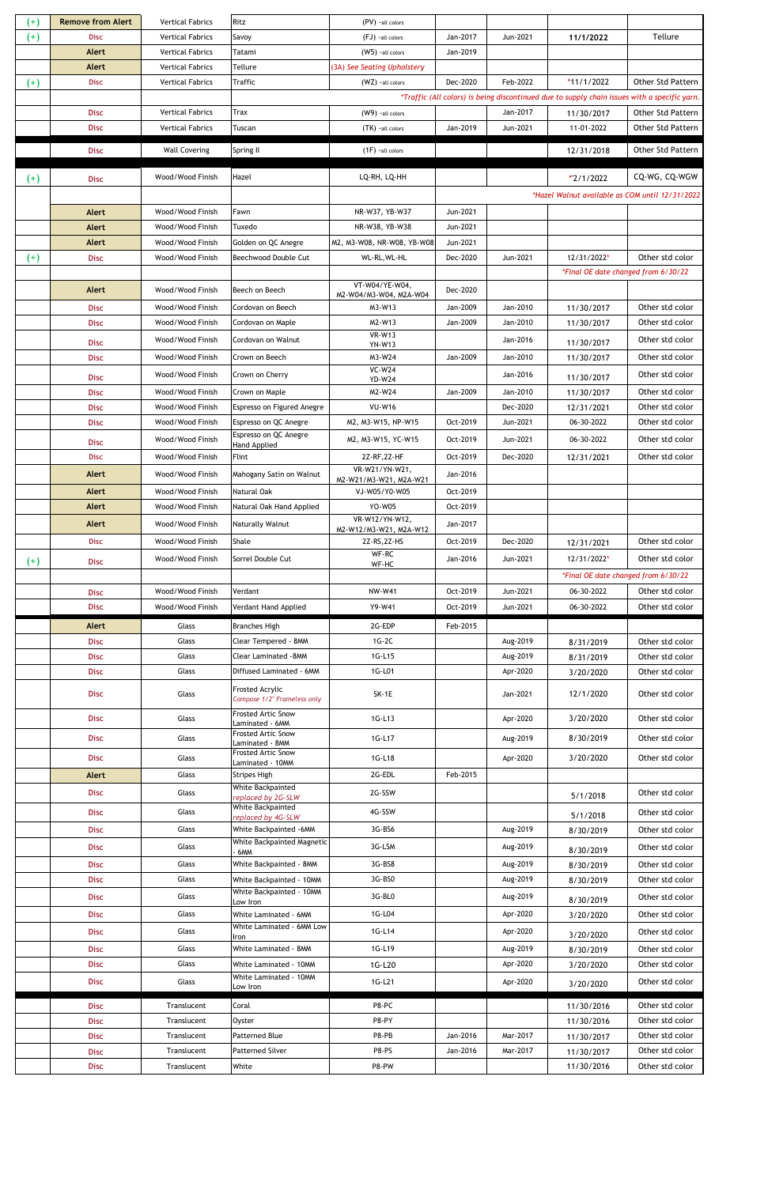| | | | | | | | | |
|---|---|---|---|---|---|---|---|---|
| (+) | Remove from Alert | Vertical Fabrics | Ritz | (PV) -all colors | | | | |
| (+) | Disc | Vertical Fabrics | Savoy | (FJ) -all colors | Jan-2017 | Jun-2021 | 11/1/2022 | Tellure |
| | Alert | Vertical Fabrics | Tatami | (W5) -all colors | Jan-2019 | | | |
| | Alert | Vertical Fabrics | Tellure | (3A) See Seating Upholstery | | | | |
| (+) | Disc | Vertical Fabrics | Traffic | (WZ) -all colors | Dec-2020 | Feb-2022 | *11/1/2022 | Other Std Pattern |
| | | | | | *Traffic (All colors) is being discontinued due to supply chain issues with a specific yarn. | | | |
| | Disc | Vertical Fabrics | Trax | (W9) -all colors | | Jan-2017 | 11/30/2017 | Other Std Pattern |
| | Disc | Vertical Fabrics | Tuscan | (TK) -all colors | Jan-2019 | Jun-2021 | 11-01-2022 | Other Std Pattern |
| | Disc | Wall Covering | Spring II | (1F) -all colors | | | 12/31/2018 | Other Std Pattern |
| (+) | Disc | Wood/Wood Finish | Hazel | LQ-RH, LQ-HH | | | *2/1/2022 | CQ-WG, CQ-WGW |
| | | | | | *Hazel Walnut available as COM until 12/31/2022 | | | |
| | Alert | Wood/Wood Finish | Fawn | NR-W37, YB-W37 | Jun-2021 | | | |
| | Alert | Wood/Wood Finish | Tuxedo | NR-W38, YB-W38 | Jun-2021 | | | |
| | Alert | Wood/Wood Finish | Golden on QC Anegre | M2, M3-W08, NR-W08, YB-W08 | Jun-2021 | | | |
| (+) | Disc | Wood/Wood Finish | Beechwood Double Cut | WL-RL,WL-HL | Dec-2020 | Jun-2021 | 12/31/2022* | Other std color |
| | | | | | | | *Final OE date changed from 6/30/22 | |
| | Alert | Wood/Wood Finish | Beech on Beech | VT-W04/YE-W04, M2-W04/M3-W04, M2A-W04 | Dec-2020 | | | |
| | Disc | Wood/Wood Finish | Cordovan on Beech | M3-W13 | Jan-2009 | Jan-2010 | 11/30/2017 | Other std color |
| | Disc | Wood/Wood Finish | Cordovan on Maple | M2-W13 | Jan-2009 | Jan-2010 | 11/30/2017 | Other std color |
| | Disc | Wood/Wood Finish | Cordovan on Walnut | VR-W13 YN-W13 | | Jan-2016 | 11/30/2017 | Other std color |
| | Disc | Wood/Wood Finish | Crown on Beech | M3-W24 | Jan-2009 | Jan-2010 | 11/30/2017 | Other std color |
| | Disc | Wood/Wood Finish | Crown on Cherry | VC-W24 YD-W24 | | Jan-2016 | 11/30/2017 | Other std color |
| | Disc | Wood/Wood Finish | Crown on Maple | M2-W24 | Jan-2009 | Jan-2010 | 11/30/2017 | Other std color |
| | Disc | Wood/Wood Finish | Espresso on Figured Anegre | VU-W16 | | Dec-2020 | 12/31/2021 | Other std color |
| | Disc | Wood/Wood Finish | Espresso on QC Anegre | M2, M3-W15, NP-W15 | Oct-2019 | Jun-2021 | 06-30-2022 | Other std color |
| | Disc | Wood/Wood Finish | Espresso on QC Anegre Hand Applied | M2, M3-W15, YC-W15 | Oct-2019 | Jun-2021 | 06-30-2022 | Other std color |
| | Disc | Wood/Wood Finish | Flint | 2Z-RF,2Z-HF | Oct-2019 | Dec-2020 | 12/31/2021 | Other std color |
| | Alert | Wood/Wood Finish | Mahogany Satin on Walnut | VR-W21/YN-W21, M2-W21/M3-W21, M2A-W21 | Jan-2016 | | | |
| | Alert | Wood/Wood Finish | Natural Oak | VJ-W05/YO-W05 | Oct-2019 | | | |
| | Alert | Wood/Wood Finish | Natural Oak Hand Applied | YO-W05 | Oct-2019 | | | |
| | Alert | Wood/Wood Finish | Naturally Walnut | VR-W12/YN-W12, M2-W12/M3-W21, M2A-W12 | Jan-2017 | | | |
| | Disc | Wood/Wood Finish | Shale | 2Z-RS,2Z-HS | Oct-2019 | Dec-2020 | 12/31/2021 | Other std color |
| (+) | Disc | Wood/Wood Finish | Sorrel Double Cut | WF-RC WF-HC | Jan-2016 | Jun-2021 | 12/31/2022* | Other std color |
| | | | | | | | *Final OE date changed from 6/30/22 | |
| | Disc | Wood/Wood Finish | Verdant | NW-W41 | Oct-2019 | Jun-2021 | 06-30-2022 | Other std color |
| | Disc | Wood/Wood Finish | Verdant Hand Applied | Y9-W41 | Oct-2019 | Jun-2021 | 06-30-2022 | Other std color |
| | Alert | Glass | Branches High | 2G-EDP | Feb-2015 | | | |
| | Disc | Glass | Clear Tempered - 8MM | 1G-2C | | Aug-2019 | 8/31/2019 | Other std color |
| | Disc | Glass | Clear Laminated -8MM | 1G-L15 | | Aug-2019 | 8/31/2019 | Other std color |
| | Disc | Glass | Diffused Laminated - 6MM | 1G-L01 | | Apr-2020 | 3/20/2020 | Other std color |
| | Disc | Glass | Frosted Acrylic Compose 1/2" Frameless only | SK-1E | | Jan-2021 | 12/1/2020 | Other std color |
| | Disc | Glass | Frosted Artic Snow Laminated - 6MM | 1G-L13 | | Apr-2020 | 3/20/2020 | Other std color |
| | Disc | Glass | Frosted Artic Snow Laminated - 8MM | 1G-L17 | | Aug-2019 | 8/30/2019 | Other std color |
| | Disc | Glass | Frosted Artic Snow Laminated - 10MM | 1G-L18 | | Apr-2020 | 3/20/2020 | Other std color |
| | Alert | Glass | Stripes High | 2G-EDL | Feb-2015 | | | |
| | Disc | Glass | White Backpainted replaced by 2G-SLW | 2G-SSW | | | 5/1/2018 | Other std color |
| | Disc | Glass | White Backpainted replaced by 4G-SLW | 4G-SSW | | | 5/1/2018 | Other std color |
| | Disc | Glass | White Backpainted -6MM | 3G-BS6 | | Aug-2019 | 8/30/2019 | Other std color |
| | Disc | Glass | White Backpainted Magnetic - 6MM | 3G-LSM | | Aug-2019 | 8/30/2019 | Other std color |
| | Disc | Glass | White Backpainted - 8MM | 3G-BS8 | | Aug-2019 | 8/30/2019 | Other std color |
| | Disc | Glass | White Backpainted - 10MM | 3G-BS0 | | Aug-2019 | 8/30/2019 | Other std color |
| | Disc | Glass | White Backpainted - 10MM Low Iron | 3G-BL0 | | Aug-2019 | 8/30/2019 | Other std color |
| | Disc | Glass | White Laminated - 6MM | 1G-L04 | | Apr-2020 | 3/20/2020 | Other std color |
| | Disc | Glass | White Laminated - 6MM Low Iron | 1G-L14 | | Apr-2020 | 3/20/2020 | Other std color |
| | Disc | Glass | White Laminated - 8MM | 1G-L19 | | Aug-2019 | 8/30/2019 | Other std color |
| | Disc | Glass | White Laminated - 10MM | 1G-L20 | | Apr-2020 | 3/20/2020 | Other std color |
| | Disc | Glass | White Laminated - 10MM Low Iron | 1G-L21 | | Apr-2020 | 3/20/2020 | Other std color |
| | Disc | Translucent | Coral | P8-PC | | | 11/30/2016 | Other std color |
| | Disc | Translucent | Oyster | P8-PY | | | 11/30/2016 | Other std color |
| | Disc | Translucent | Patterned Blue | P8-PB | Jan-2016 | Mar-2017 | 11/30/2017 | Other std color |
| | Disc | Translucent | Patterned Silver | P8-PS | Jan-2016 | Mar-2017 | 11/30/2017 | Other std color |
| | Disc | Translucent | White | P8-PW | | | 11/30/2016 | Other std color |